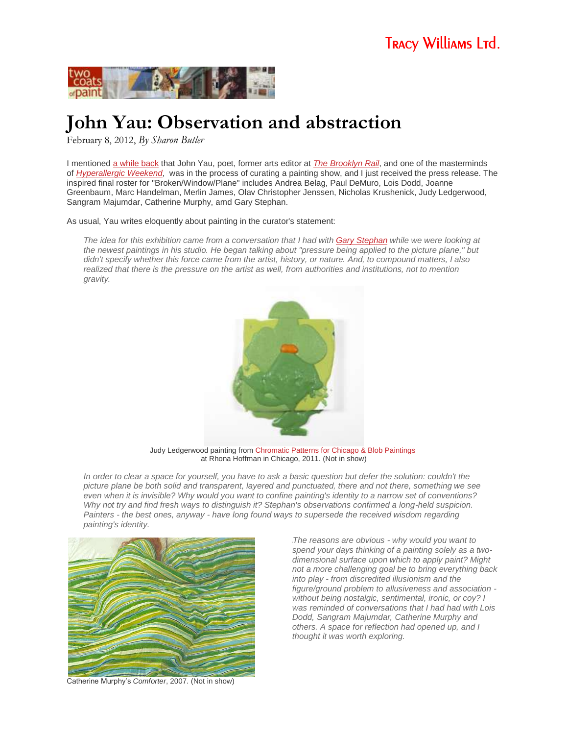Tracy Williams Ltd.

two coats of paint

# John Yau: Observation and abstraction

February 8, 2012, *By Sharon Butler*

I mentioned a while back that John Yau, poet, former arts editor at *The Brooklyn Rail*, and one of the masterminds of *Hyperallergic Weekend*, was in the process of curating a painting show, and I just received the press release. The inspired final roster for "Broken/Window/Plane" includes Andrea Belag, Paul DeMuro, Lois Dodd, Joanne Greenbaum, Marc Handelman, Merlin James, Olav Christopher Jenssen, Nicholas Krushenick, Judy Ledgerwood, Sangram Majumdar, Catherine Murphy, amd Gary Stephan.

As usual, Yau writes eloquently about painting in the curator's statement:

> *The idea for this exhibition came from a conversation that I had with Gary Stephan while we were looking at the newest paintings in his studio. He began talking about "pressure being applied to the picture plane," but didn't specify whether this force came from the artist, history, or nature. And, to compound matters, I also realized that there is the pressure on the artist as well, from authorities and institutions, not to mention gravity.*

Judy Ledgerwood painting from Chromatic Patterns for Chicago & Blob Paintings at Rhona Hoffman in Chicago, 2011. (Not in show)

> *In order to clear a space for yourself, you have to ask a basic question but defer the solution: couldn't the picture plane be both solid and transparent, layered and punctuated, there and not there, something we see even when it is invisible? Why would you want to confine painting's identity to a narrow set of conventions? Why not try and find fresh ways to distinguish it? Stephan's observations confirmed a long-held suspicion. Painters - the best ones, anyway - have long found ways to supersede the received wisdom regarding painting's identity.*

> *The reasons are obvious - why would you want to spend your days thinking of a painting solely as a two-dimensional surface upon which to apply paint? Might not a more challenging goal be to bring everything back into play - from discredited illusionism and the figure/ground problem to allusiveness and association - without being nostalgic, sentimental, ironic, or coy? I was reminded of conversations that I had had with Lois Dodd, Sangram Majumdar, Catherine Murphy and others. A space for reflection had opened up, and I thought it was worth exploring.*

Catherine Murphy's *Comforter*, 2007. (Not in show)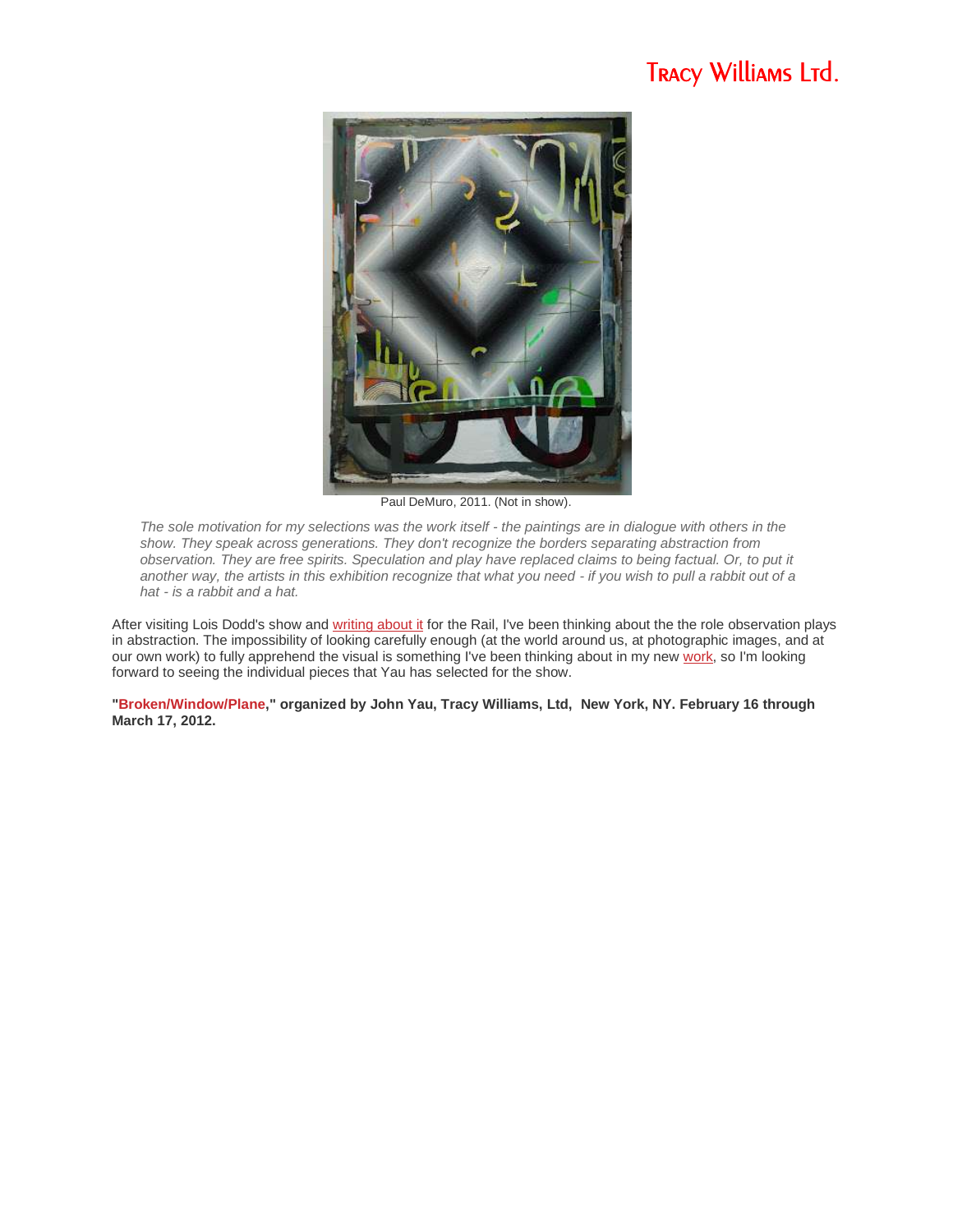Paul DeMuro, 2011. (Not in show).

> *The sole motivation for my selections was the work itself - the paintings are in dialogue with others in the show. They speak across generations. They don't recognize the borders separating abstraction from observation. They are free spirits. Speculation and play have replaced claims to being factual. Or, to put it another way, the artists in this exhibition recognize that what you need - if you wish to pull a rabbit out of a hat - is a rabbit and a hat.*

After visiting Lois Dodd's show and writing about it for the Rail, I've been thinking about the the role observation plays in abstraction. The impossibility of looking carefully enough (at the world around us, at photographic images, and at our own work) to fully apprehend the visual is something I've been thinking about in my new work, so I'm looking forward to seeing the individual pieces that Yau has selected for the show.

**"Broken/Window/Plane," organized by John Yau, Tracy Williams, Ltd, New York, NY. February 16 through March 17, 2012.**